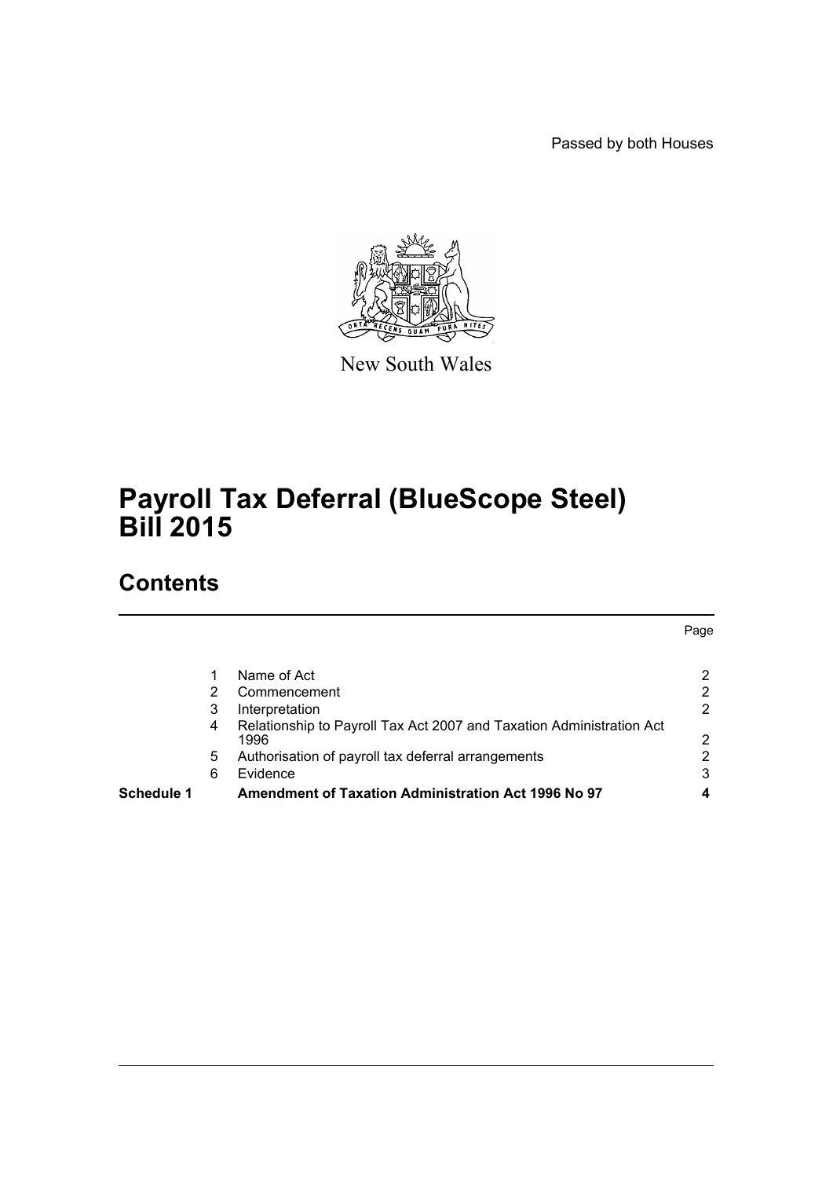Passed by both Houses

New South Wales

# Payroll Tax Deferral (BlueScope Steel) Bill 2015

## Contents

| | | | Page |
|---|---|---|---|
| | 1 | Name of Act | 2 |
| | 2 | Commencement | 2 |
| | 3 | Interpretation | 2 |
| | 4 | Relationship to Payroll Tax Act 2007 and Taxation Administration Act 1996 | 2 |
| | 5 | Authorisation of payroll tax deferral arrangements | 2 |
| | 6 | Evidence | 3 |
| **Schedule 1** | | **Amendment of Taxation Administration Act 1996 No 97** | **4** |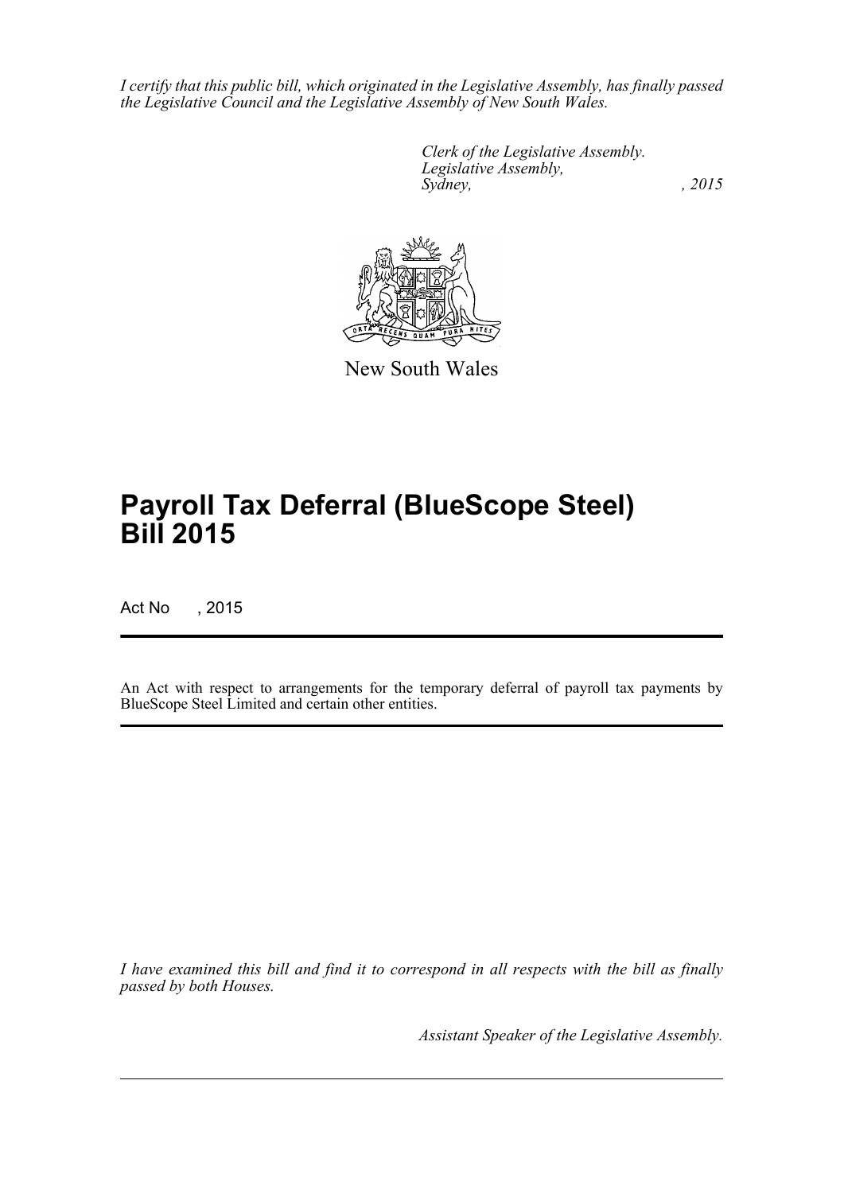*I certify that this public bill, which originated in the Legislative Assembly, has finally passed the Legislative Council and the Legislative Assembly of New South Wales.*

*Clerk of the Legislative Assembly.*
*Legislative Assembly,*
*Sydney, , 2015*

New South Wales

# Payroll Tax Deferral (BlueScope Steel) Bill 2015

Act No , 2015

An Act with respect to arrangements for the temporary deferral of payroll tax payments by BlueScope Steel Limited and certain other entities.

*I have examined this bill and find it to correspond in all respects with the bill as finally passed by both Houses.*

*Assistant Speaker of the Legislative Assembly.*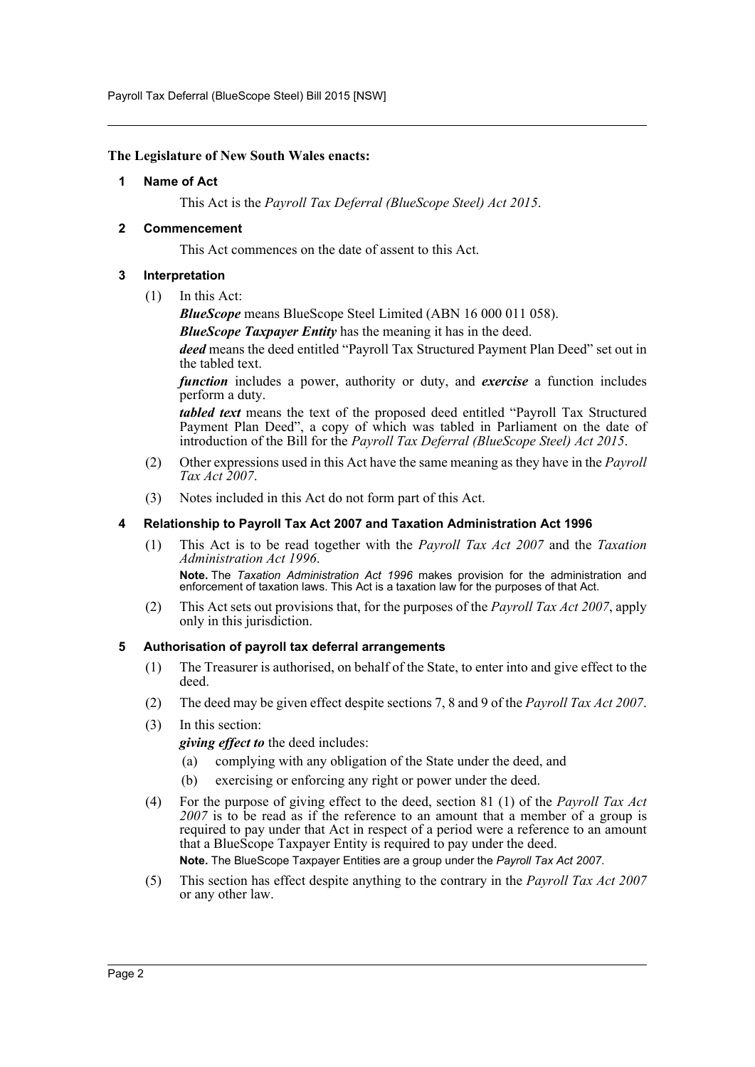**The Legislature of New South Wales enacts:**

## 1 Name of Act

This Act is the *Payroll Tax Deferral (BlueScope Steel) Act 2015*.

## 2 Commencement

This Act commences on the date of assent to this Act.

## 3 Interpretation

(1) In this Act:

***BlueScope*** means BlueScope Steel Limited (ABN 16 000 011 058).

***BlueScope Taxpayer Entity*** has the meaning it has in the deed.

***deed*** means the deed entitled "Payroll Tax Structured Payment Plan Deed" set out in the tabled text.

***function*** includes a power, authority or duty, and ***exercise*** a function includes perform a duty.

***tabled text*** means the text of the proposed deed entitled "Payroll Tax Structured Payment Plan Deed", a copy of which was tabled in Parliament on the date of introduction of the Bill for the *Payroll Tax Deferral (BlueScope Steel) Act 2015*.

(2) Other expressions used in this Act have the same meaning as they have in the *Payroll Tax Act 2007*.

(3) Notes included in this Act do not form part of this Act.

## 4 Relationship to Payroll Tax Act 2007 and Taxation Administration Act 1996

(1) This Act is to be read together with the *Payroll Tax Act 2007* and the *Taxation Administration Act 1996*.

**Note.** The *Taxation Administration Act 1996* makes provision for the administration and enforcement of taxation laws. This Act is a taxation law for the purposes of that Act.

(2) This Act sets out provisions that, for the purposes of the *Payroll Tax Act 2007*, apply only in this jurisdiction.

## 5 Authorisation of payroll tax deferral arrangements

(1) The Treasurer is authorised, on behalf of the State, to enter into and give effect to the deed.

(2) The deed may be given effect despite sections 7, 8 and 9 of the *Payroll Tax Act 2007*.

(3) In this section:

***giving effect to*** the deed includes:

(a) complying with any obligation of the State under the deed, and

(b) exercising or enforcing any right or power under the deed.

(4) For the purpose of giving effect to the deed, section 81 (1) of the *Payroll Tax Act 2007* is to be read as if the reference to an amount that a member of a group is required to pay under that Act in respect of a period were a reference to an amount that a BlueScope Taxpayer Entity is required to pay under the deed.

**Note.** The BlueScope Taxpayer Entities are a group under the *Payroll Tax Act 2007*.

(5) This section has effect despite anything to the contrary in the *Payroll Tax Act 2007* or any other law.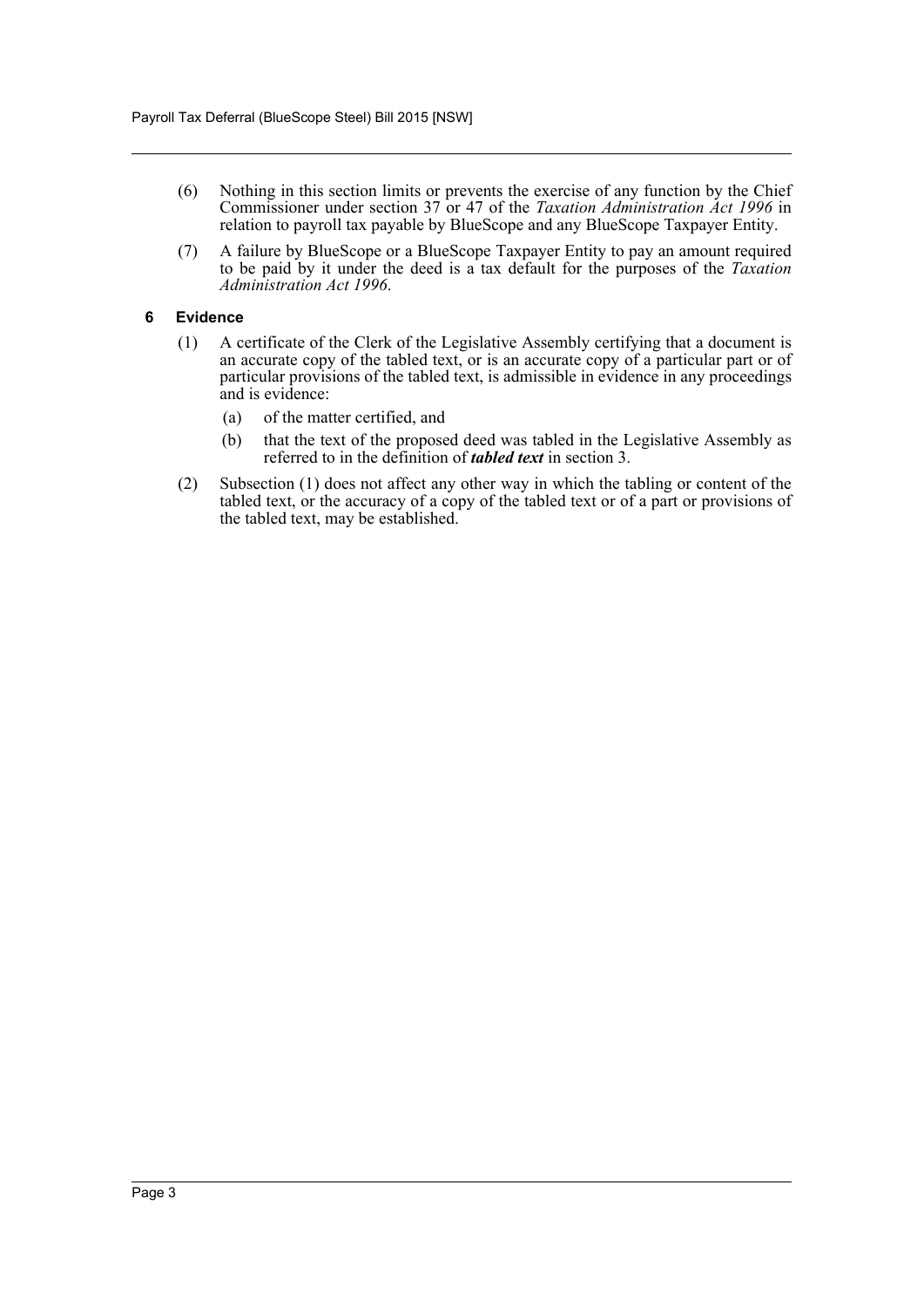(6) Nothing in this section limits or prevents the exercise of any function by the Chief Commissioner under section 37 or 47 of the *Taxation Administration Act 1996* in relation to payroll tax payable by BlueScope and any BlueScope Taxpayer Entity.

(7) A failure by BlueScope or a BlueScope Taxpayer Entity to pay an amount required to be paid by it under the deed is a tax default for the purposes of the *Taxation Administration Act 1996*.

### 6 Evidence

(1) A certificate of the Clerk of the Legislative Assembly certifying that a document is an accurate copy of the tabled text, or is an accurate copy of a particular part or of particular provisions of the tabled text, is admissible in evidence in any proceedings and is evidence:

- (a) of the matter certified, and
- (b) that the text of the proposed deed was tabled in the Legislative Assembly as referred to in the definition of ***tabled text*** in section 3.

(2) Subsection (1) does not affect any other way in which the tabling or content of the tabled text, or the accuracy of a copy of the tabled text or of a part or provisions of the tabled text, may be established.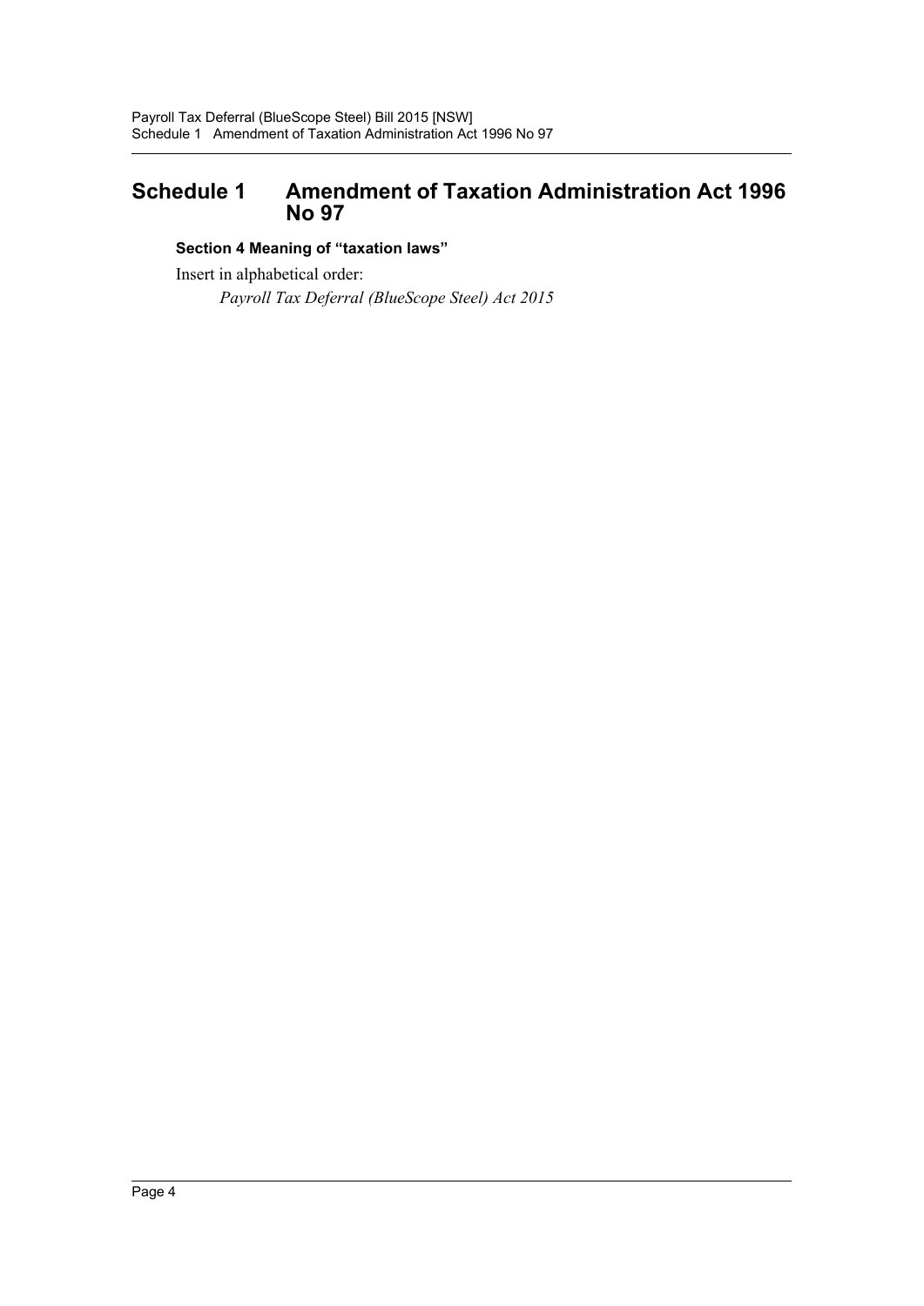# Schedule 1 Amendment of Taxation Administration Act 1996 No 97

**Section 4 Meaning of "taxation laws"**

Insert in alphabetical order:

*Payroll Tax Deferral (BlueScope Steel) Act 2015*